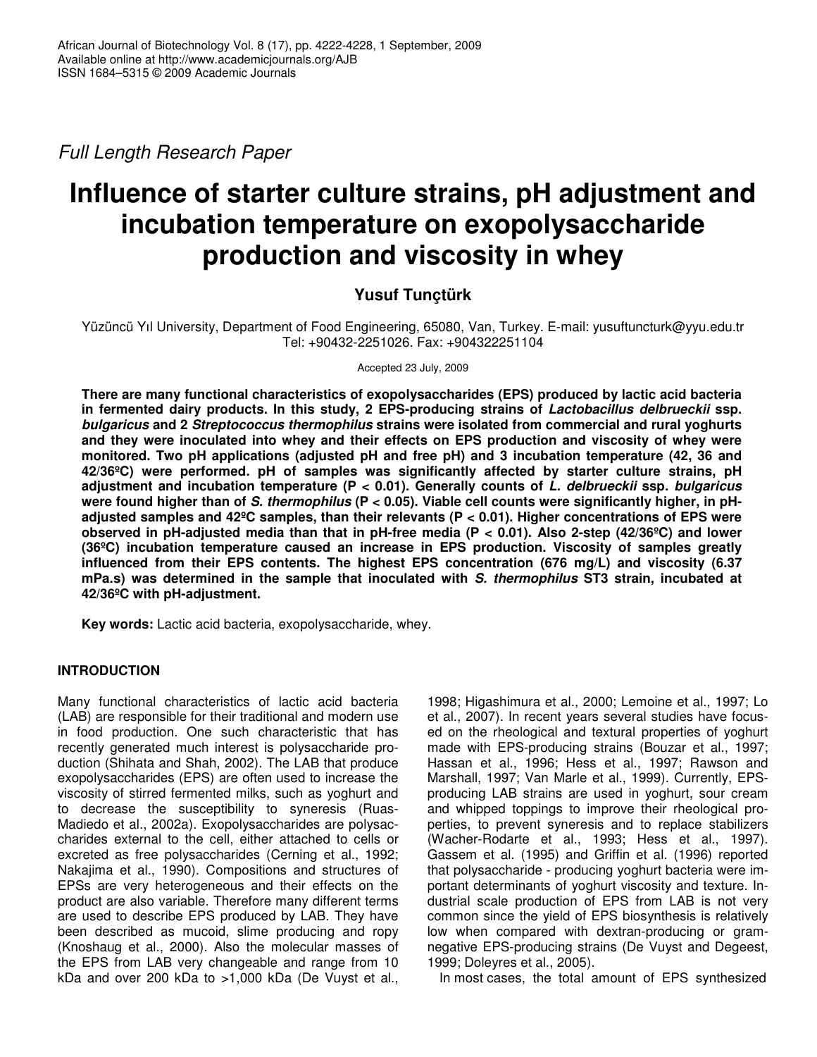*Full Length Research Paper*

# Influence of starter culture strains, pH adjustment and incubation temperature on exopolysaccharide production and viscosity in whey

**Yusuf Tunçtürk**

Yüzüncü Yıl University, Department of Food Engineering, 65080, Van, Turkey. E-mail: yusuftuncturk@yyu.edu.tr Tel: +90432-2251026. Fax: +904322251104

Accepted 23 July, 2009

**There are many functional characteristics of exopolysaccharides (EPS) produced by lactic acid bacteria in fermented dairy products. In this study, 2 EPS-producing strains of *Lactobacillus delbrueckii* ssp. *bulgaricus* and 2 *Streptococcus thermophilus* strains were isolated from commercial and rural yoghurts and they were inoculated into whey and their effects on EPS production and viscosity of whey were monitored. Two pH applications (adjusted pH and free pH) and 3 incubation temperature (42, 36 and 42/36ºC) were performed. pH of samples was significantly affected by starter culture strains, pH adjustment and incubation temperature ($P < 0.01$). Generally counts of *L. delbrueckii* ssp. *bulgaricus* were found higher than of *S. thermophilus* ($P < 0.05$). Viable cell counts were significantly higher, in pH-adjusted samples and 42ºC samples, than their relevants ($P < 0.01$). Higher concentrations of EPS were observed in pH-adjusted media than that in pH-free media ($P < 0.01$). Also 2-step (42/36ºC) and lower (36ºC) incubation temperature caused an increase in EPS production. Viscosity of samples greatly influenced from their EPS contents. The highest EPS concentration (676 mg/L) and viscosity (6.37 mPa.s) was determined in the sample that inoculated with *S. thermophilus* ST3 strain, incubated at 42/36ºC with pH-adjustment.**

**Key words:** Lactic acid bacteria, exopolysaccharide, whey.

## INTRODUCTION

Many functional characteristics of lactic acid bacteria (LAB) are responsible for their traditional and modern use in food production. One such characteristic that has recently generated much interest is polysaccharide production (Shihata and Shah, 2002). The LAB that produce exopolysaccharides (EPS) are often used to increase the viscosity of stirred fermented milks, such as yoghurt and to decrease the susceptibility to syneresis (Ruas-Madiedo et al., 2002a). Exopolysaccharides are polysaccharides external to the cell, either attached to cells or excreted as free polysaccharides (Cerning et al., 1992; Nakajima et al., 1990). Compositions and structures of EPSs are very heterogeneous and their effects on the product are also variable. Therefore many different terms are used to describe EPS produced by LAB. They have been described as mucoid, slime producing and ropy (Knoshaug et al., 2000). Also the molecular masses of the EPS from LAB very changeable and range from 10 kDa and over 200 kDa to >1,000 kDa (De Vuyst et al., 1998; Higashimura et al., 2000; Lemoine et al., 1997; Lo et al., 2007). In recent years several studies have focused on the rheological and textural properties of yoghurt made with EPS-producing strains (Bouzar et al., 1997; Hassan et al., 1996; Hess et al., 1997; Rawson and Marshall, 1997; Van Marle et al., 1999). Currently, EPS-producing LAB strains are used in yoghurt, sour cream and whipped toppings to improve their rheological properties, to prevent syneresis and to replace stabilizers (Wacher-Rodarte et al., 1993; Hess et al., 1997). Gassem et al. (1995) and Griffin et al. (1996) reported that polysaccharide - producing yoghurt bacteria were important determinants of yoghurt viscosity and texture. Industrial scale production of EPS from LAB is not very common since the yield of EPS biosynthesis is relatively low when compared with dextran-producing or gram-negative EPS-producing strains (De Vuyst and Degeest, 1999; Doleyres et al., 2005).

In most cases, the total amount of EPS synthesized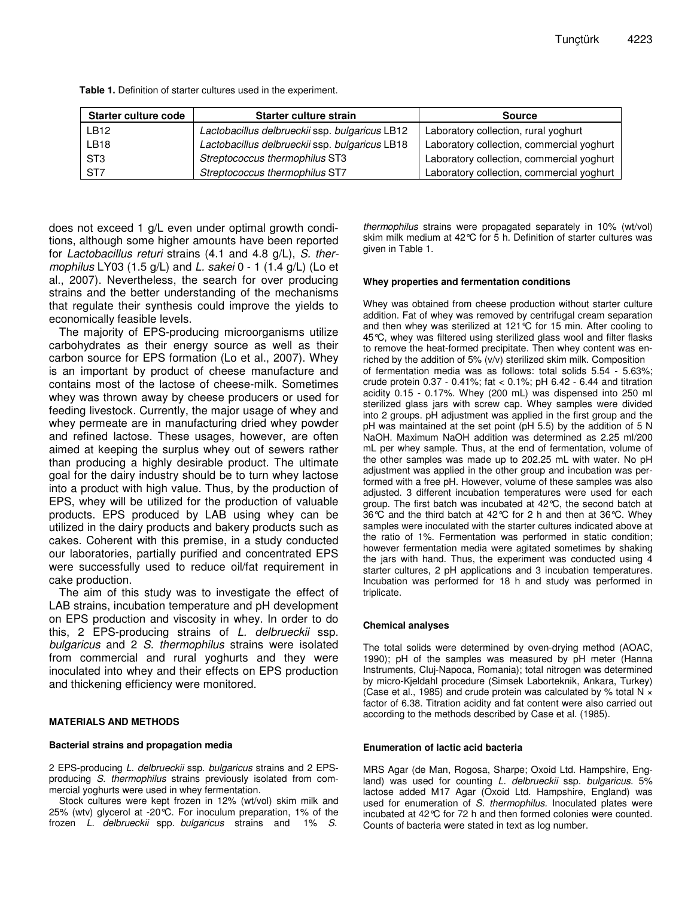**Table 1.** Definition of starter cultures used in the experiment.

| Starter culture code | Starter culture strain | Source |
|---|---|---|
| LB12 | *Lactobacillus delbrueckii* ssp. *bulgaricus* LB12 | Laboratory collection, rural yoghurt |
| LB18 | *Lactobacillus delbrueckii* ssp. *bulgaricus* LB18 | Laboratory collection, commercial yoghurt |
| ST3 | *Streptococcus thermophilus* ST3 | Laboratory collection, commercial yoghurt |
| ST7 | *Streptococcus thermophilus* ST7 | Laboratory collection, commercial yoghurt |

does not exceed 1 g/L even under optimal growth conditions, although some higher amounts have been reported for *Lactobacillus returi* strains (4.1 and 4.8 g/L), *S. thermophilus* LY03 (1.5 g/L) and *L. sakei* 0 - 1 (1.4 g/L) (Lo et al., 2007). Nevertheless, the search for over producing strains and the better understanding of the mechanisms that regulate their synthesis could improve the yields to economically feasible levels.

The majority of EPS-producing microorganisms utilize carbohydrates as their energy source as well as their carbon source for EPS formation (Lo et al., 2007). Whey is an important by product of cheese manufacture and contains most of the lactose of cheese-milk. Sometimes whey was thrown away by cheese producers or used for feeding livestock. Currently, the major usage of whey and whey permeate are in manufacturing dried whey powder and refined lactose. These usages, however, are often aimed at keeping the surplus whey out of sewers rather than producing a highly desirable product. The ultimate goal for the dairy industry should be to turn whey lactose into a product with high value. Thus, by the production of EPS, whey will be utilized for the production of valuable products. EPS produced by LAB using whey can be utilized in the dairy products and bakery products such as cakes. Coherent with this premise, in a study conducted our laboratories, partially purified and concentrated EPS were successfully used to reduce oil/fat requirement in cake production.

The aim of this study was to investigate the effect of LAB strains, incubation temperature and pH development on EPS production and viscosity in whey. In order to do this, 2 EPS-producing strains of *L. delbrueckii* ssp. *bulgaricus* and 2 *S. thermophilus* strains were isolated from commercial and rural yoghurts and they were inoculated into whey and their effects on EPS production and thickening efficiency were monitored.

## MATERIALS AND METHODS

### Bacterial strains and propagation media

2 EPS-producing *L. delbrueckii* ssp. *bulgaricus* strains and 2 EPS-producing *S. thermophilus* strains previously isolated from commercial yoghurts were used in whey fermentation.

Stock cultures were kept frozen in 12% (wt/vol) skim milk and 25% (wtv) glycerol at -20°C. For inoculum preparation, 1% of the frozen *L. delbrueckii* spp. *bulgaricus* strains and 1% *S. thermophilus* strains were propagated separately in 10% (wt/vol) skim milk medium at 42°C for 5 h. Definition of starter cultures was given in Table 1.

### Whey properties and fermentation conditions

Whey was obtained from cheese production without starter culture addition. Fat of whey was removed by centrifugal cream separation and then whey was sterilized at 121°C for 15 min. After cooling to 45°C, whey was filtered using sterilized glass wool and filter flasks to remove the heat-formed precipitate. Then whey content was enriched by the addition of 5% (v/v) sterilized skim milk. Composition of fermentation media was as follows: total solids 5.54 - 5.63%; crude protein 0.37 - 0.41%; fat < 0.1%; pH 6.42 - 6.44 and titration acidity 0.15 - 0.17%. Whey (200 mL) was dispensed into 250 ml sterilized glass jars with screw cap. Whey samples were divided into 2 groups. pH adjustment was applied in the first group and the pH was maintained at the set point (pH 5.5) by the addition of 5 N NaOH. Maximum NaOH addition was determined as 2.25 ml/200 mL per whey sample. Thus, at the end of fermentation, volume of the other samples was made up to 202.25 mL with water. No pH adjustment was applied in the other group and incubation was performed with a free pH. However, volume of these samples was also adjusted. 3 different incubation temperatures were used for each group. The first batch was incubated at 42°C, the second batch at 36°C and the third batch at 42°C for 2 h and then at 36°C. Whey samples were inoculated with the starter cultures indicated above at the ratio of 1%. Fermentation was performed in static condition; however fermentation media were agitated sometimes by shaking the jars with hand. Thus, the experiment was conducted using 4 starter cultures, 2 pH applications and 3 incubation temperatures. Incubation was performed for 18 h and study was performed in triplicate.

### Chemical analyses

The total solids were determined by oven-drying method (AOAC, 1990); pH of the samples was measured by pH meter (Hanna Instruments, Cluj-Napoca, Romania); total nitrogen was determined by micro-Kjeldahl procedure (Simsek Laborteknik, Ankara, Turkey) (Case et al., 1985) and crude protein was calculated by % total N × factor of 6.38. Titration acidity and fat content were also carried out according to the methods described by Case et al. (1985).

### Enumeration of lactic acid bacteria

MRS Agar (de Man, Rogosa, Sharpe; Oxoid Ltd. Hampshire, England) was used for counting *L. delbrueckii* ssp. *bulgaricus*. 5% lactose added M17 Agar (Oxoid Ltd. Hampshire, England) was used for enumeration of *S. thermophilus*. Inoculated plates were incubated at 42°C for 72 h and then formed colonies were counted. Counts of bacteria were stated in text as log number.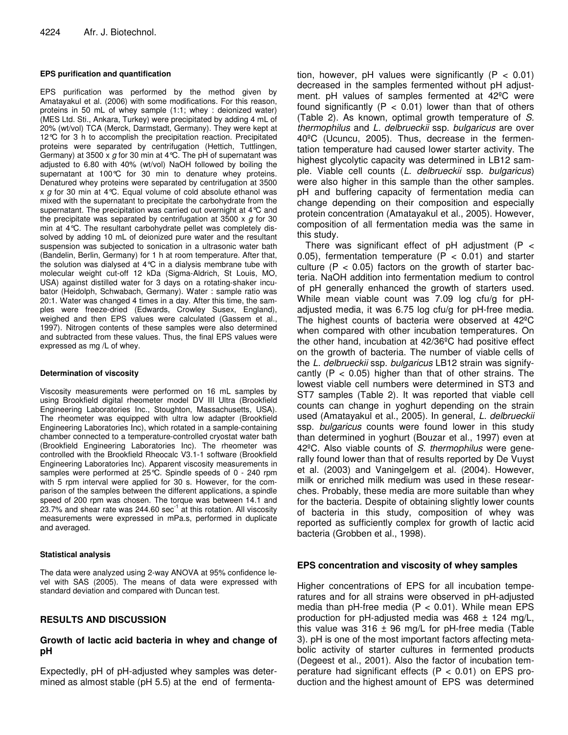#### EPS purification and quantification

EPS purification was performed by the method given by Amatayakul et al. (2006) with some modifications. For this reason, proteins in 50 mL of whey sample (1:1; whey : deionized water) (MES Ltd. Sti., Ankara, Turkey) were precipitated by adding 4 mL of 20% (wt/vol) TCA (Merck, Darmstadt, Germany). They were kept at 12°C for 3 h to accomplish the precipitation reaction. Precipitated proteins were separated by centrifugation (Hettich, Tuttlingen, Germany) at 3500 x *g* for 30 min at 4°C. The pH of supernatant was adjusted to 6.80 with 40% (wt/vol) NaOH followed by boiling the supernatant at 100°C for 30 min to denature whey proteins. Denatured whey proteins were separated by centrifugation at 3500 x *g* for 30 min at 4°C. Equal volume of cold absolute ethanol was mixed with the supernatant to precipitate the carbohydrate from the supernatant. The precipitation was carried out overnight at 4°C and the precipitate was separated by centrifugation at 3500 x *g* for 30 min at 4°C. The resultant carbohydrate pellet was completely dissolved by adding 10 mL of deionized pure water and the resultant suspension was subjected to sonication in a ultrasonic water bath (Bandelin, Berlin, Germany) for 1 h at room temperature. After that, the solution was dialysed at 4°C in a dialysis membrane tube with molecular weight cut-off 12 kDa (Sigma-Aldrich, St Louis, MO, USA) against distilled water for 3 days on a rotating-shaker incubator (Heidolph, Schwabach, Germany). Water : sample ratio was 20:1. Water was changed 4 times in a day. After this time, the samples were freeze-dried (Edwards, Crowley Susex, England), weighed and then EPS values were calculated (Gassem et al., 1997). Nitrogen contents of these samples were also determined and subtracted from these values. Thus, the final EPS values were expressed as mg /L of whey.

#### Determination of viscosity

Viscosity measurements were performed on 16 mL samples by using Brookfield digital rheometer model DV III Ultra (Brookfield Engineering Laboratories Inc., Stoughton, Massachusetts, USA). The rheometer was equipped with ultra low adapter (Brookfield Engineering Laboratories Inc), which rotated in a sample-containing chamber connected to a temperature-controlled cryostat water bath (Brookfield Engineering Laboratories Inc). The rheometer was controlled with the Brookfield Rheocalc V3.1-1 software (Brookfield Engineering Laboratories Inc). Apparent viscosity measurements in samples were performed at 25°C. Spindle speeds of 0 - 240 rpm with 5 rpm interval were applied for 30 s. However, for the comparison of the samples between the different applications, a spindle speed of 200 rpm was chosen. The torque was between 14.1 and 23.7% and shear rate was 244.60 $sec^{-1}$ at this rotation. All viscosity measurements were expressed in mPa.s, performed in duplicate and averaged.

#### Statistical analysis

The data were analyzed using 2-way ANOVA at 95% confidence level with SAS (2005). The means of data were expressed with standard deviation and compared with Duncan test.

## RESULTS AND DISCUSSION

### Growth of lactic acid bacteria in whey and change of pH

Expectedly, pH of pH-adjusted whey samples was determined as almost stable (pH 5.5) at the end of fermentation, however, pH values were significantly ($P < 0.01$) decreased in the samples fermented without pH adjustment. pH values of samples fermented at 42ºC were found significantly ($P < 0.01$) lower than that of others (Table 2). As known, optimal growth temperature of *S. thermophilus* and *L. delbrueckii* ssp. *bulgaricus* are over 40ºC (Ucuncu, 2005). Thus, decrease in the fermentation temperature had caused lower starter activity. The highest glycolytic capacity was determined in LB12 sample. Viable cell counts (*L. delbrueckii* ssp. *bulgaricus*) were also higher in this sample than the other samples. pH and buffering capacity of fermentation media can change depending on their composition and especially protein concentration (Amatayakul et al., 2005). However, composition of all fermentation media was the same in this study.

There was significant effect of pH adjustment ($P < 0.05$), fermentation temperature ($P < 0.01$) and starter culture ($P < 0.05$) factors on the growth of starter bacteria. NaOH addition into fermentation medium to control of pH generally enhanced the growth of starters used. While mean viable count was 7.09 log cfu/g for pH-adjusted media, it was 6.75 log cfu/g for pH-free media. The highest counts of bacteria were observed at 42ºC when compared with other incubation temperatures. On the other hand, incubation at 42/36ºC had positive effect on the growth of bacteria. The number of viable cells of the *L. delbrueckii* ssp. *bulgaricus* LB12 strain was significantly ($P < 0.05$) higher than that of other strains. The lowest viable cell numbers were determined in ST3 and ST7 samples (Table 2). It was reported that viable cell counts can change in yoghurt depending on the strain used (Amatayakul et al., 2005). In general, *L. delbrueckii* ssp. *bulgaricus* counts were found lower in this study than determined in yoghurt (Bouzar et al., 1997) even at 42ºC. Also viable counts of *S. thermophilus* were generally found lower than that of results reported by De Vuyst et al. (2003) and Vaningelgem et al. (2004). However, milk or enriched milk medium was used in these researches. Probably, these media are more suitable than whey for the bacteria. Despite of obtaining slightly lower counts of bacteria in this study, composition of whey was reported as sufficiently complex for growth of lactic acid bacteria (Grobben et al., 1998).

### EPS concentration and viscosity of whey samples

Higher concentrations of EPS for all incubation temperatures and for all strains were observed in pH-adjusted media than pH-free media ($P < 0.01$). While mean EPS production for pH-adjusted media was 468 ± 124 mg/L, this value was 316 ± 96 mg/L for pH-free media (Table 3). pH is one of the most important factors affecting metabolic activity of starter cultures in fermented products (Degeest et al., 2001). Also the factor of incubation temperature had significant effects ($P < 0.01$) on EPS production and the highest amount of EPS was determined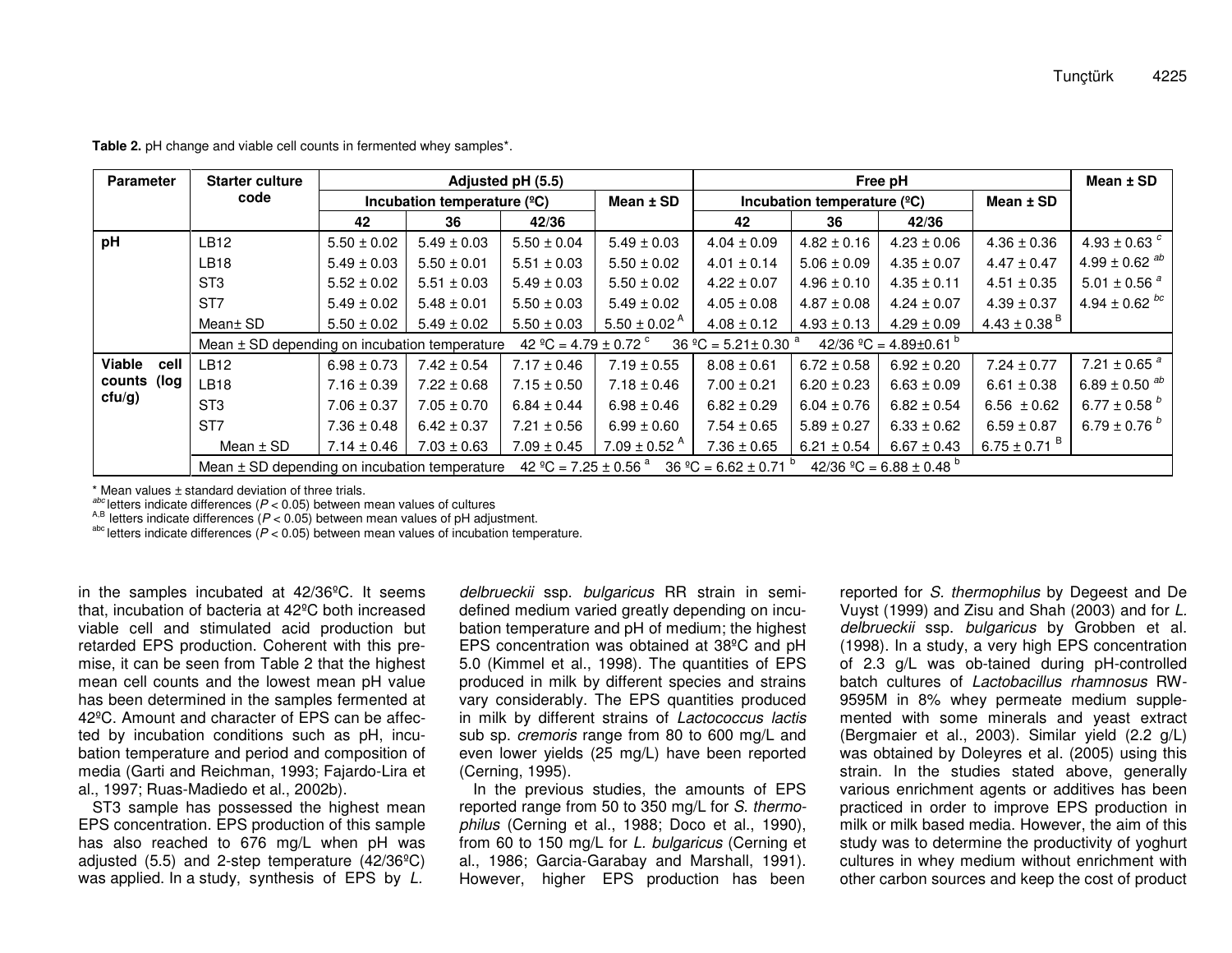**Table 2.** pH change and viable cell counts in fermented whey samples*.

| Parameter | Starter culture code | Adjusted pH (5.5) | | | | Free pH | | | | Mean ± SD |
|---|---|---|---|---|---|---|---|---|---|---|
| | | Incubation temperature (ºC) | | | Mean ± SD | Incubation temperature (ºC) | | | Mean ± SD | |
| | | 42 | 36 | 42/36 | | 42 | 36 | 42/36 | | |
| pH | LB12 | 5.50 ± 0.02 | 5.49 ± 0.03 | 5.50 ± 0.04 | 5.49 ± 0.03 | 4.04 ± 0.09 | 4.82 ± 0.16 | 4.23 ± 0.06 | 4.36 ± 0.36 | 4.93 ± 0.63 *c* |
| | LB18 | 5.49 ± 0.03 | 5.50 ± 0.01 | 5.51 ± 0.03 | 5.50 ± 0.02 | 4.01 ± 0.14 | 5.06 ± 0.09 | 4.35 ± 0.07 | 4.47 ± 0.47 | 4.99 ± 0.62 *ab* |
| | ST3 | 5.52 ± 0.02 | 5.51 ± 0.03 | 5.49 ± 0.03 | 5.50 ± 0.02 | 4.22 ± 0.07 | 4.96 ± 0.10 | 4.35 ± 0.11 | 4.51 ± 0.35 | 5.01 ± 0.56 *a* |
| | ST7 | 5.49 ± 0.02 | 5.48 ± 0.01 | 5.50 ± 0.03 | 5.49 ± 0.02 | 4.05 ± 0.08 | 4.87 ± 0.08 | 4.24 ± 0.07 | 4.39 ± 0.37 | 4.94 ± 0.62 *bc* |
| | Mean± SD | 5.50 ± 0.02 | 5.49 ± 0.02 | 5.50 ± 0.03 | 5.50 ± 0.02 A | 4.08 ± 0.12 | 4.93 ± 0.13 | 4.29 ± 0.09 | 4.43 ± 0.38 B | |
| | Mean ± SD depending on incubation temperature | 42 ºC = 4.79 ± 0.72 c | | | | 36 ºC = 5.21± 0.30 a | | 42/36 ºC = 4.89±0.61 b | | |
| Viable cell counts (log cfu/g) | LB12 | 6.98 ± 0.73 | 7.42 ± 0.54 | 7.17 ± 0.46 | 7.19 ± 0.55 | 8.08 ± 0.61 | 6.72 ± 0.58 | 6.92 ± 0.20 | 7.24 ± 0.77 | 7.21 ± 0.65 *a* |
| | LB18 | 7.16 ± 0.39 | 7.22 ± 0.68 | 7.15 ± 0.50 | 7.18 ± 0.46 | 7.00 ± 0.21 | 6.20 ± 0.23 | 6.63 ± 0.09 | 6.61 ± 0.38 | 6.89 ± 0.50 *ab* |
| | ST3 | 7.06 ± 0.37 | 7.05 ± 0.70 | 6.84 ± 0.44 | 6.98 ± 0.46 | 6.82 ± 0.29 | 6.04 ± 0.76 | 6.82 ± 0.54 | 6.56 ± 0.62 | 6.77 ± 0.58 *b* |
| | ST7 | 7.36 ± 0.48 | 6.42 ± 0.37 | 7.21 ± 0.56 | 6.99 ± 0.60 | 7.54 ± 0.65 | 5.89 ± 0.27 | 6.33 ± 0.62 | 6.59 ± 0.87 | 6.79 ± 0.76 *b* |
| | Mean ± SD | 7.14 ± 0.46 | 7.03 ± 0.63 | 7.09 ± 0.45 | 7.09 ± 0.52 A | 7.36 ± 0.65 | 6.21 ± 0.54 | 6.67 ± 0.43 | 6.75 ± 0.71 B | |
| | Mean ± SD depending on incubation temperature | 42 ºC = 7.25 ± 0.56 a | | | | 36 ºC = 6.62 ± 0.71 b | | 42/36 ºC = 6.88 ± 0.48 b | | |

\* Mean values ± standard deviation of three trials.
*abc* letters indicate differences ($P < 0.05$) between mean values of cultures
A,B letters indicate differences ($P < 0.05$) between mean values of pH adjustment.
abc letters indicate differences ($P < 0.05$) between mean values of incubation temperature.

in the samples incubated at 42/36ºC. It seems that, incubation of bacteria at 42ºC both increased viable cell and stimulated acid production but retarded EPS production. Coherent with this premise, it can be seen from Table 2 that the highest mean cell counts and the lowest mean pH value has been determined in the samples fermented at 42ºC. Amount and character of EPS can be affected by incubation conditions such as pH, incubation temperature and period and composition of media (Garti and Reichman, 1993; Fajardo-Lira et al., 1997; Ruas-Madiedo et al., 2002b).

ST3 sample has possessed the highest mean EPS concentration. EPS production of this sample has also reached to 676 mg/L when pH was adjusted (5.5) and 2-step temperature (42/36ºC) was applied. In a study, synthesis of EPS by *L. delbrueckii* ssp. *bulgaricus* RR strain in semi-defined medium varied greatly depending on incubation temperature and pH of medium; the highest EPS concentration was obtained at 38ºC and pH 5.0 (Kimmel et al., 1998). The quantities of EPS produced in milk by different species and strains vary considerably. The EPS quantities produced in milk by different strains of *Lactococcus lactis* sub sp. *cremoris* range from 80 to 600 mg/L and even lower yields (25 mg/L) have been reported (Cerning, 1995).

In the previous studies, the amounts of EPS reported range from 50 to 350 mg/L for *S. thermophilus* (Cerning et al., 1988; Doco et al., 1990), from 60 to 150 mg/L for *L. bulgaricus* (Cerning et al., 1986; Garcia-Garabay and Marshall, 1991). However, higher EPS production has been reported for *S. thermophilus* by Degeest and De Vuyst (1999) and Zisu and Shah (2003) and for *L. delbrueckii* ssp. *bulgaricus* by Grobben et al. (1998). In a study, a very high EPS concentration of 2.3 g/L was ob-tained during pH-controlled batch cultures of *Lactobacillus rhamnosus* RW-9595M in 8% whey permeate medium supplemented with some minerals and yeast extract (Bergmaier et al., 2003). Similar yield (2.2 g/L) was obtained by Doleyres et al. (2005) using this strain. In the studies stated above, generally various enrichment agents or additives has been practiced in order to improve EPS production in milk or milk based media. However, the aim of this study was to determine the productivity of yoghurt cultures in whey medium without enrichment with other carbon sources and keep the cost of product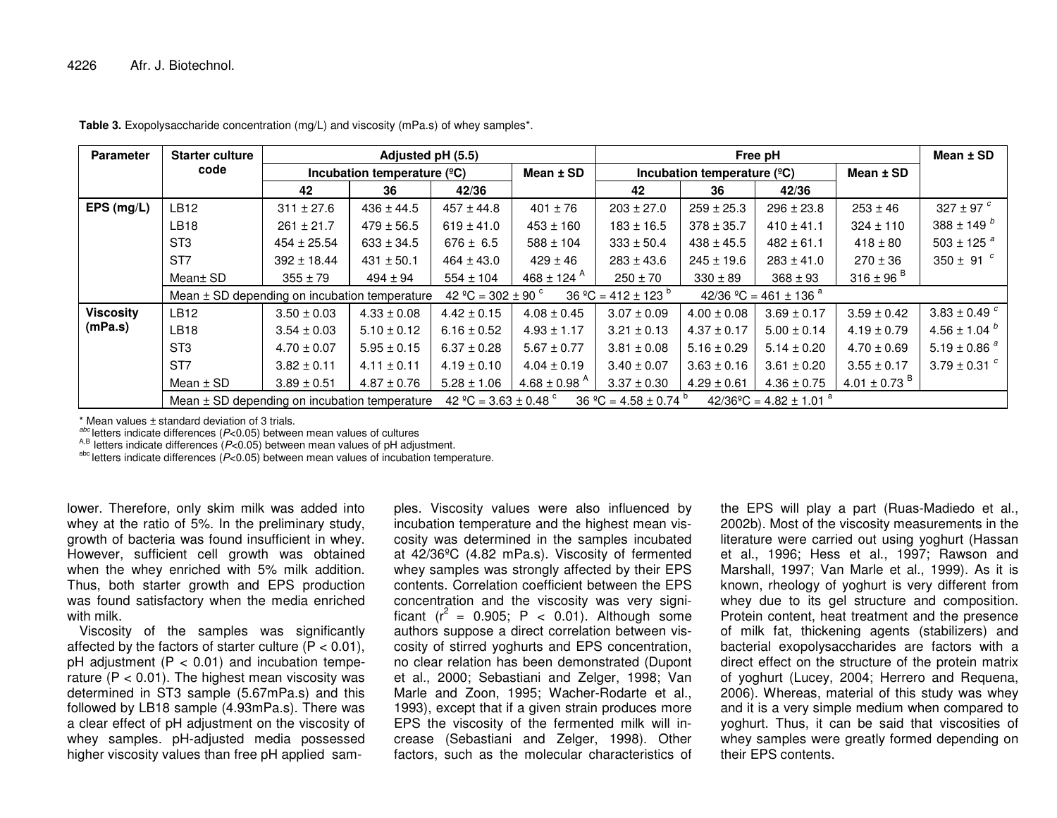**Table 3.** Exopolysaccharide concentration (mg/L) and viscosity (mPa.s) of whey samples*.

| Parameter | Starter culture code | Adjusted pH (5.5) | | | | Free pH | | | | Mean ± SD |
|---|---|---|---|---|---|---|---|---|---|---|
| | | Incubation temperature (ºC) | | | Mean ± SD | Incubation temperature (ºC) | | | Mean ± SD | |
| | | 42 | 36 | 42/36 | | 42 | 36 | 42/36 | | |
| EPS (mg/L) | LB12 | 311 ± 27.6 | 436 ± 44.5 | 457 ± 44.8 | 401 ± 76 | 203 ± 27.0 | 259 ± 25.3 | 296 ± 23.8 | 253 ± 46 | 327 ± 97 [c] |
| | LB18 | 261 ± 21.7 | 479 ± 56.5 | 619 ± 41.0 | 453 ± 160 | 183 ± 16.5 | 378 ± 35.7 | 410 ± 41.1 | 324 ± 110 | 388 ± 149 [b] |
| | ST3 | 454 ± 25.54 | 633 ± 34.5 | 676 ± 6.5 | 588 ± 104 | 333 ± 50.4 | 438 ± 45.5 | 482 ± 61.1 | 418 ± 80 | 503 ± 125 [a] |
| | ST7 | 392 ± 18.44 | 431 ± 50.1 | 464 ± 43.0 | 429 ± 46 | 283 ± 43.6 | 245 ± 19.6 | 283 ± 41.0 | 270 ± 36 | 350 ± 91 [c] |
| | Mean± SD | 355 ± 79 | 494 ± 94 | 554 ± 104 | 468 ± 124 [A] | 250 ± 70 | 330 ± 89 | 368 ± 93 | 316 ± 96 [B] | |
| | Mean ± SD depending on incubation temperature | 42 ºC = 302 ± 90 [c] | | 36 ºC = 412 ± 123 [b] | | 42/36 ºC = 461 ± 136 [a] | | | | |
| Viscosity (mPa.s) | LB12 | 3.50 ± 0.03 | 4.33 ± 0.08 | 4.42 ± 0.15 | 4.08 ± 0.45 | 3.07 ± 0.09 | 4.00 ± 0.08 | 3.69 ± 0.17 | 3.59 ± 0.42 | 3.83 ± 0.49 [c] |
| | LB18 | 3.54 ± 0.03 | 5.10 ± 0.12 | 6.16 ± 0.52 | 4.93 ± 1.17 | 3.21 ± 0.13 | 4.37 ± 0.17 | 5.00 ± 0.14 | 4.19 ± 0.79 | 4.56 ± 1.04 [b] |
| | ST3 | 4.70 ± 0.07 | 5.95 ± 0.15 | 6.37 ± 0.28 | 5.67 ± 0.77 | 3.81 ± 0.08 | 5.16 ± 0.29 | 5.14 ± 0.20 | 4.70 ± 0.69 | 5.19 ± 0.86 [a] |
| | ST7 | 3.82 ± 0.11 | 4.11 ± 0.11 | 4.19 ± 0.10 | 4.04 ± 0.19 | 3.40 ± 0.07 | 3.63 ± 0.16 | 3.61 ± 0.20 | 3.55 ± 0.17 | 3.79 ± 0.31 [c] |
| | Mean ± SD | 3.89 ± 0.51 | 4.87 ± 0.76 | 5.28 ± 1.06 | 4.68 ± 0.98 [A] | 3.37 ± 0.30 | 4.29 ± 0.61 | 4.36 ± 0.75 | 4.01 ± 0.73 [B] | |
| | Mean ± SD depending on incubation temperature | 42 ºC = 3.63 ± 0.48 [c] | | 36 ºC = 4.58 ± 0.74 [b] | | 42/36ºC = 4.82 ± 1.01 [a] | | | | |

\* Mean values ± standard deviation of 3 trials.
[abc] letters indicate differences ($P$<0.05) between mean values of cultures
[A,B] letters indicate differences ($P$<0.05) between mean values of pH adjustment.
[abc] letters indicate differences ($P$<0.05) between mean values of incubation temperature.

lower. Therefore, only skim milk was added into whey at the ratio of 5%. In the preliminary study, growth of bacteria was found insufficient in whey. However, sufficient cell growth was obtained when the whey enriched with 5% milk addition. Thus, both starter growth and EPS production was found satisfactory when the media enriched with milk.

Viscosity of the samples was significantly affected by the factors of starter culture ($P < 0.01$), pH adjustment ($P < 0.01$) and incubation temperature ($P < 0.01$). The highest mean viscosity was determined in ST3 sample (5.67mPa.s) and this followed by LB18 sample (4.93mPa.s). There was a clear effect of pH adjustment on the viscosity of whey samples. pH-adjusted media possessed higher viscosity values than free pH applied samples. Viscosity values were also influenced by incubation temperature and the highest mean viscosity was determined in the samples incubated at 42/36ºC (4.82 mPa.s). Viscosity of fermented whey samples was strongly affected by their EPS contents. Correlation coefficient between the EPS concentration and the viscosity was very significant ($r^2$ = 0.905; $P < 0.01$). Although some authors suppose a direct correlation between viscosity of stirred yoghurts and EPS concentration, no clear relation has been demonstrated (Dupont et al., 2000; Sebastiani and Zelger, 1998; Van Marle and Zoon, 1995; Wacher-Rodarte et al., 1993), except that if a given strain produces more EPS the viscosity of the fermented milk will increase (Sebastiani and Zelger, 1998). Other factors, such as the molecular characteristics of the EPS will play a part (Ruas-Madiedo et al., 2002b). Most of the viscosity measurements in the literature were carried out using yoghurt (Hassan et al., 1996; Hess et al., 1997; Rawson and Marshall, 1997; Van Marle et al., 1999). As it is known, rheology of yoghurt is very different from whey due to its gel structure and composition. Protein content, heat treatment and the presence of milk fat, thickening agents (stabilizers) and bacterial exopolysaccharides are factors with a direct effect on the structure of the protein matrix of yoghurt (Lucey, 2004; Herrero and Requena, 2006). Whereas, material of this study was whey and it is a very simple medium when compared to yoghurt. Thus, it can be said that viscosities of whey samples were greatly formed depending on their EPS contents.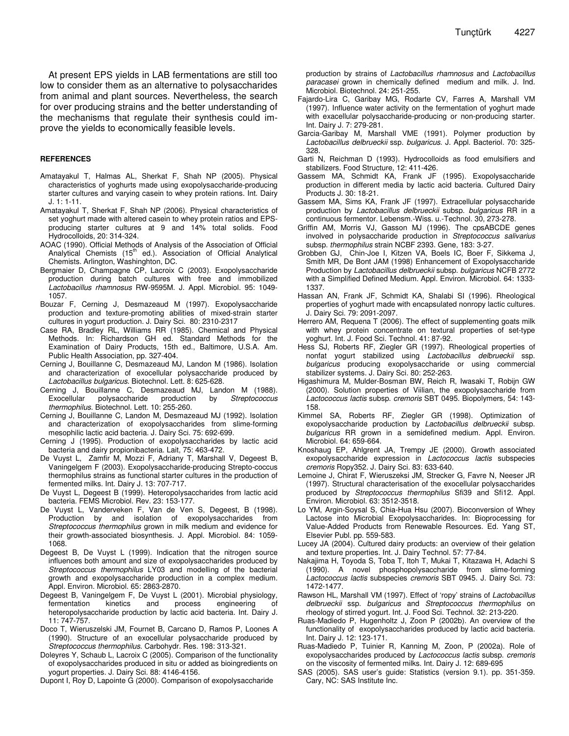At present EPS yields in LAB fermentations are still too low to consider them as an alternative to polysaccharides from animal and plant sources. Nevertheless, the search for over producing strains and the better understanding of the mechanisms that regulate their synthesis could improve the yields to economically feasible levels.

## REFERENCES

Amatayakul T, Halmas AL, Sherkat F, Shah NP (2005). Physical characteristics of yoghurts made using exopolysaccharide-producing starter cultures and varying casein to whey protein rations. Int. Dairy J. 1: 1-11.

Amatayakul T, Sherkat F, Shah NP (2006). Physical characteristics of set yoghurt made with altered casein to whey protein ratios and EPS-producing starter cultures at 9 and 14% total solids. Food Hydrocolloids, 20: 314-324.

AOAC (1990). Official Methods of Analysis of the Association of Official Analytical Chemists (15th ed.). Association of Official Analytical Chemists. Arlington, Washington, DC.

Bergmaier D, Champagne CP, Lacroix C (2003). Exopolysaccharide production during batch cultures with free and immobilized *Lactobacillus rhamnosus* RW-9595M. J. Appl. Microbiol. 95: 1049-1057.

Bouzar F, Cerning J, Desmazeaud M (1997). Exopolysaccharide production and texture-promoting abilities of mixed-strain starter cultures in yogurt production. J. Dairy Sci. 80: 2310-2317

Case RA, Bradley RL, Williams RR (1985). Chemical and Physical Methods. In: Richardson GH ed. Standard Methods for the Examination of Dairy Products, 15th ed., Baltimore, U.S.A. Am. Public Health Association, pp. 327-404.

Cerning J, Bouillanne C, Desmazeaud MJ, Landon M (1986). Isolation and characterization of exocellular polysaccharide produced by *Lactobacillus bulgaricus*. Biotechnol. Lett. 8: 625-628.

Cerning J, Bouillanne C, Desmazeaud MJ, Landon M (1988). Exocellular polysaccharide production by *Streptococcus thermophilus*. Biotechnol. Lett. 10: 255-260.

Cerning J, Bouillanne C, Landon M, Desmazeaud MJ (1992). Isolation and characterization of exopolysaccharides from slime-forming mesophilic lactic acid bacteria. J. Dairy Sci. 75: 692-699.

Cerning J (1995). Production of exopolysaccharides by lactic acid bacteria and dairy propionibacteria. Lait, 75: 463-472.

De Vuyst L, Zamfir M, Mozzi F, Adriany T, Marshall V, Degeest B, Vaningelgem F (2003). Exopolysaccharide-producing Strepto-coccus thermophilus strains as functional starter cultures in the production of fermented milks. Int. Dairy J. 13: 707-717.

De Vuyst L, Degeest B (1999). Heteropolysaccharides from lactic acid bacteria. FEMS Microbiol. Rev. 23: 153-177.

De Vuyst L, Vanderveken F, Van de Ven S, Degeest, B (1998). Production by and isolation of exopolysaccharides from *Streptococcus thermophilus* grown in milk medium and evidence for their growth-associated biosynthesis. J. Appl. Microbiol. 84: 1059-1068.

Degeest B, De Vuyst L (1999). Indication that the nitrogen source influences both amount and size of exopolysaccharides produced by *Streptococcus thermophilus* LY03 and modelling of the bacterial growth and exopolysaccharide production in a complex medium. Appl. Environ. Microbiol. 65: 2863-2870.

Degeest B, Vaningelgem F, De Vuyst L (2001). Microbial physiology, fermentation kinetics and process engineering of heteropolysaccharide production by lactic acid bacteria. Int. Dairy J. 11: 747-757.

Doco T, Wieruszelski JM, Fournet B, Carcano D, Ramos P, Loones A (1990). Structure of an exocellular polysaccharide produced by *Streptococcus thermophilus*. Carbohydr. Res. 198: 313-321.

Doleyres Y, Schaub L, Lacroix C (2005). Comparison of the functionality of exopolysaccharides produced in situ or added as bioingredients on yogurt properties. J. Dairy Sci. 88: 4146-4156.

Dupont I, Roy D, Lapointe G (2000). Comparison of exopolysaccharide production by strains of *Lactobacillus rhamnosus* and *Lactobacillus paracasei* grown in chemically defined medium and milk. J. Ind. Microbiol. Biotechnol. 24: 251-255.

Fajardo-Lira C, Garibay MG, Rodarte CV, Farres A, Marshall VM (1997). Influence water activity on the fermentation of yoghurt made with exacellular polysaccharide-producing or non-producing starter. Int. Dairy J. 7: 279-281.

Garcia-Garibay M, Marshall VME (1991). Polymer production by *Lactobacillus delbrueckii* ssp. *bulgaricus*. J. Appl. Bacteriol. 70: 325-328.

Garti N, Reichman D (1993). Hydrocolloids as food emulsifiers and stabilizers. Food Structure, 12: 411-426.

Gassem MA, Schmidt KA, Frank JF (1995). Exopolysaccharide production in different media by lactic acid bacteria. Cultured Dairy Products J. 30: 18-21.

Gassem MA, Sims KA, Frank JF (1997). Extracellular polysaccharide production by *Lactobacillus delbrueckii* subsp. *bulgaricus* RR in a continuous fermentor. Lebensm.-Wiss. u.-Technol. 30, 273-278.

Griffin AM, Morris VJ, Gasson MJ (1996). The cpsABCDE genes involved in polysaccharide production in *Streptococcus salivarius* subsp. *thermophilus* strain NCBF 2393. Gene, 183: 3-27.

Grobben GJ, Chin-Joe I, Kitzen VA, Boels IC, Boer F, Sikkema J, Smith MR, De Bont JAM (1998) Enhancement of Exopolysaccharide Production by *Lactobacillus delbrueckii* subsp. *bulgaricus* NCFB 2772 with a Simplified Defined Medium. Appl. Environ. Microbiol. 64: 1333-1337.

Hassan AN, Frank JF, Schmidt KA, Shalabi SI (1996). Rheological properties of yoghurt made with encapsulated nonropy lactic cultures. J. Dairy Sci. 79: 2091-2097.

Herrero AM, Requena T (2006). The effect of supplementing goats milk with whey protein concentrate on textural properties of set-type yoghurt. Int. J. Food Sci. Technol. 41: 87-92.

Hess SJ, Roberts RF, Ziegler GR (1997). Rheological properties of nonfat yogurt stabilized using *Lactobacillus delbrueckii* ssp. *bulgaricus* producing exopolysaccharide or using commercial stabilizer systems. J. Dairy Sci. 80: 252-263.

Higashimura M, Mulder-Bosman BW, Reich R, Iwasaki T, Robijn GW (2000). Solution properties of Viilian, the exopolysaccharide from *Lactococcus lactis* subsp. *cremoris* SBT 0495. Biopolymers, 54: 143-158.

Kimmel SA, Roberts RF, Ziegler GR (1998). Optimization of exopolysaccharide production by *Lactobacillus delbrueckii* subsp. *bulgaricus* RR grown in a semidefined medium. Appl. Environ. Microbiol. 64: 659-664.

Knoshaug EP, Ahlgrent JA, Trempy JE (2000). Growth associated exopolysaccharide expression in *Lactococcus lactis* subspecies *cremoris* Ropy352. J. Dairy Sci. 83: 633-640.

Lemoine J, Chirat F, Wieruszeksi JM, Strecker G, Favre N, Neeser JR (1997). Structural characterisation of the exocellular polysaccharides produced by *Streptococcus thermophilus* Sfi39 and Sfi12. Appl. Environ. Microbiol. 63: 3512-3518.

Lo YM, Argin-Soysal S, Chia-Hua Hsu (2007). Bioconversion of Whey Lactose into Microbial Exopolysaccharides. In: Bioprocessing for Value-Added Products from Renewable Resources. Ed. Yang ST, Elsevier Publ. pp. 559-583.

Lucey JA (2004). Cultured dairy products: an overview of their gelation and texture properties. Int. J. Dairy Technol. 57: 77-84.

Nakajima H, Toyoda S, Toba T, Itoh T, Mukai T, Kitazawa H, Adachi S (1990). A novel phosphopolysaccharide from slime-forming *Lactococcus lactis* subspecies *cremoris* SBT 0945. J. Dairy Sci. 73: 1472-1477.

Rawson HL, Marshall VM (1997). Effect of 'ropy' strains of *Lactobacillus delbrueckii* ssp. *bulgaricus* and *Streptococcus thermophilus* on rheology of stirred yogurt. Int. J. Food Sci. Technol. 32: 213-220.

Ruas-Madiedo P, Hugenholtz J, Zoon P (2002b). An overview of the functionality of exopolysaccharides produced by lactic acid bacteria. Int. Dairy J. 12: 123-171.

Ruas-Madiedo P, Tuinier R, Kanning M, Zoon, P (2002a). Role of exopolysaccharides produced by *Lactococcus lactis* subsp. *cremoris* on the viscosity of fermented milks. Int. Dairy J. 12: 689-695

SAS (2005). SAS user's guide: Statistics (version 9.1). pp. 351-359. Cary, NC: SAS Institute Inc.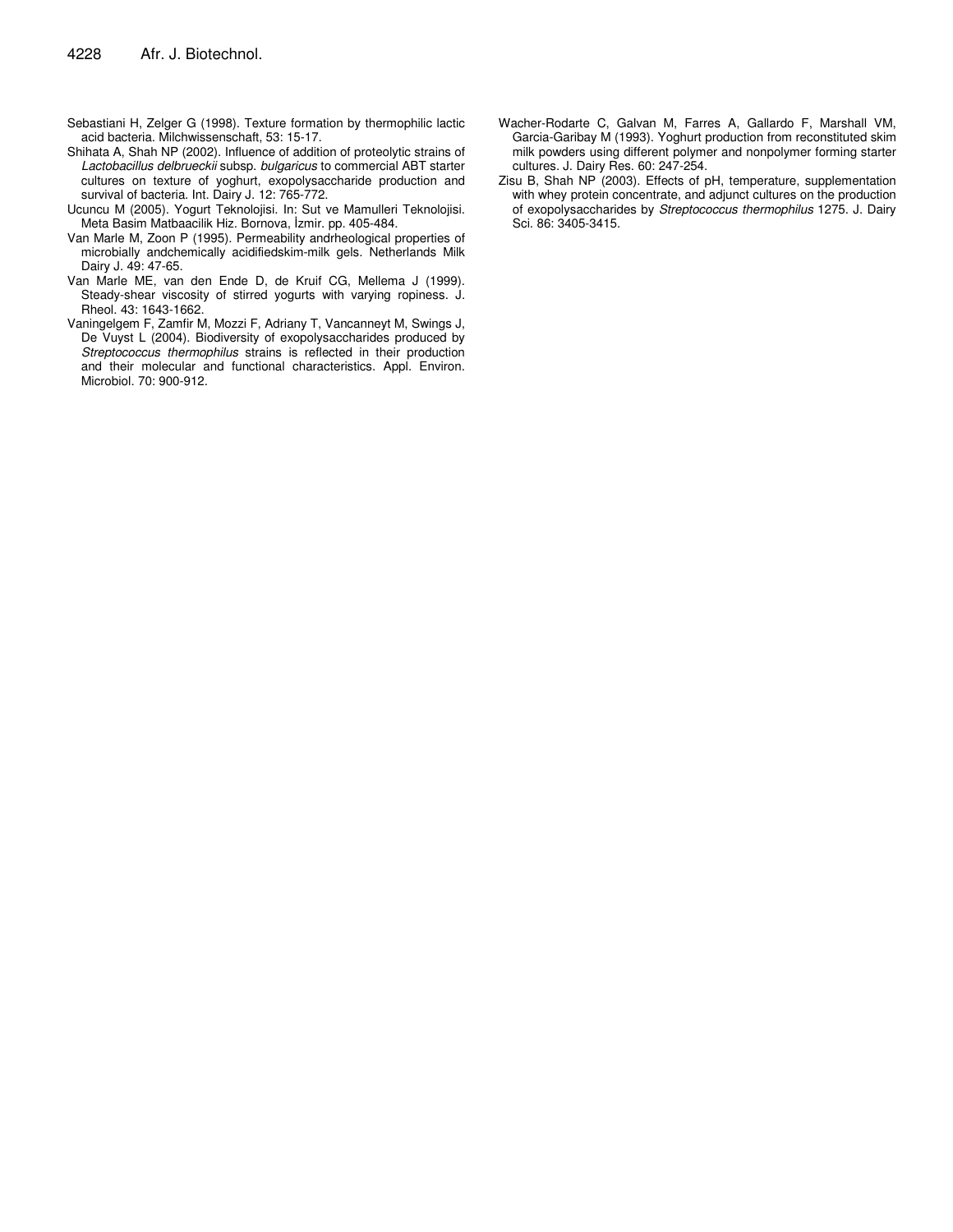Sebastiani H, Zelger G (1998). Texture formation by thermophilic lactic acid bacteria. Milchwissenschaft, 53: 15-17.

Shihata A, Shah NP (2002). Influence of addition of proteolytic strains of *Lactobacillus delbrueckii* subsp. *bulgaricus* to commercial ABT starter cultures on texture of yoghurt, exopolysaccharide production and survival of bacteria. Int. Dairy J. 12: 765-772.

Ucuncu M (2005). Yogurt Teknolojisi. In: Sut ve Mamulleri Teknolojisi. Meta Basim Matbaacilik Hiz. Bornova, İzmir. pp. 405-484.

Van Marle M, Zoon P (1995). Permeability andrheological properties of microbially andchemically acidifiedskim-milk gels. Netherlands Milk Dairy J. 49: 47-65.

Van Marle ME, van den Ende D, de Kruif CG, Mellema J (1999). Steady-shear viscosity of stirred yogurts with varying ropiness. J. Rheol. 43: 1643-1662.

Vaningelgem F, Zamfir M, Mozzi F, Adriany T, Vancanneyt M, Swings J, De Vuyst L (2004). Biodiversity of exopolysaccharides produced by *Streptococcus thermophilus* strains is reflected in their production and their molecular and functional characteristics. Appl. Environ. Microbiol. 70: 900-912.

Wacher-Rodarte C, Galvan M, Farres A, Gallardo F, Marshall VM, Garcia-Garibay M (1993). Yoghurt production from reconstituted skim milk powders using different polymer and nonpolymer forming starter cultures. J. Dairy Res. 60: 247-254.

Zisu B, Shah NP (2003). Effects of pH, temperature, supplementation with whey protein concentrate, and adjunct cultures on the production of exopolysaccharides by *Streptococcus thermophilus* 1275. J. Dairy Sci. 86: 3405-3415.